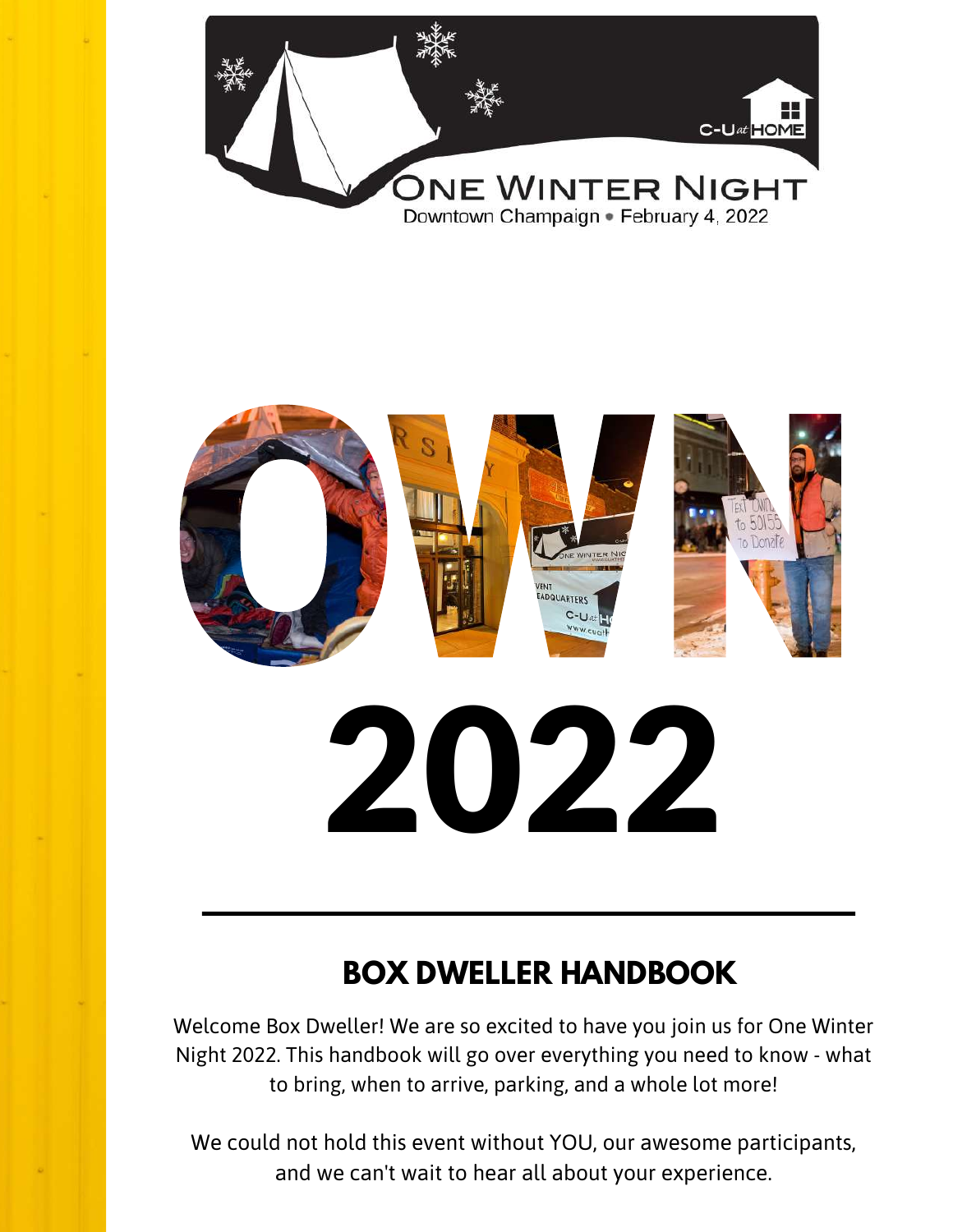# ONE WINTER NIGHT

Downtown Champaign • February 4, 2022

# OWN 2022

## BOX DWELLER HANDBOOK

Welcome Box Dweller! We are so excited to have you join us for One Winter Night 2022. This handbook will go over everything you need to know - what to bring, when to arrive, parking, and a whole lot more!

We could not hold this event without YOU, our awesome participants, and we can't wait to hear all about your experience.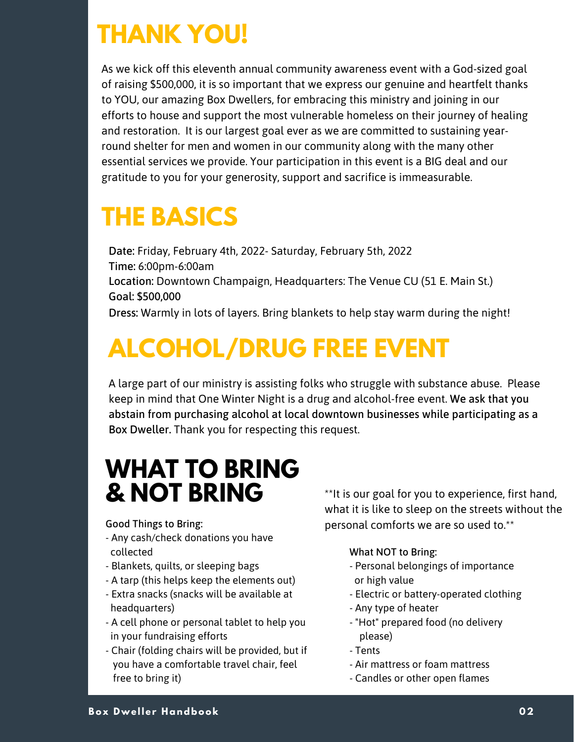# THANK YOU!

As we kick off this eleventh annual community awareness event with a God-sized goal of raising $500,000, it is so important that we express our genuine and heartfelt thanks to YOU, our amazing Box Dwellers, for embracing this ministry and joining in our efforts to house and support the most vulnerable homeless on their journey of healing and restoration. It is our largest goal ever as we are committed to sustaining year-round shelter for men and women in our community along with the many other essential services we provide. Your participation in this event is a BIG deal and our gratitude to you for your generosity, support and sacrifice is immeasurable.

# THE BASICS

Date: Friday, February 4th, 2022- Saturday, February 5th, 2022
Time: 6:00pm-6:00am
Location: Downtown Champaign, Headquarters: The Venue CU (51 E. Main St.)
Goal: $500,000
Dress: Warmly in lots of layers. Bring blankets to help stay warm during the night!

# ALCOHOL/DRUG FREE EVENT

A large part of our ministry is assisting folks who struggle with substance abuse. Please keep in mind that One Winter Night is a drug and alcohol-free event. We ask that you abstain from purchasing alcohol at local downtown businesses while participating as a Box Dweller. Thank you for respecting this request.

# WHAT TO BRING & NOT BRING

**It is our goal for you to experience, first hand, what it is like to sleep on the streets without the personal comforts we are so used to.**

Good Things to Bring:
- Any cash/check donations you have collected
- Blankets, quilts, or sleeping bags
- A tarp (this helps keep the elements out)
- Extra snacks (snacks will be available at headquarters)
- A cell phone or personal tablet to help you in your fundraising efforts
- Chair (folding chairs will be provided, but if you have a comfortable travel chair, feel free to bring it)

What NOT to Bring:
- Personal belongings of importance or high value
- Electric or battery-operated clothing
- Any type of heater
- "Hot" prepared food (no delivery please)
- Tents
- Air mattress or foam mattress
- Candles or other open flames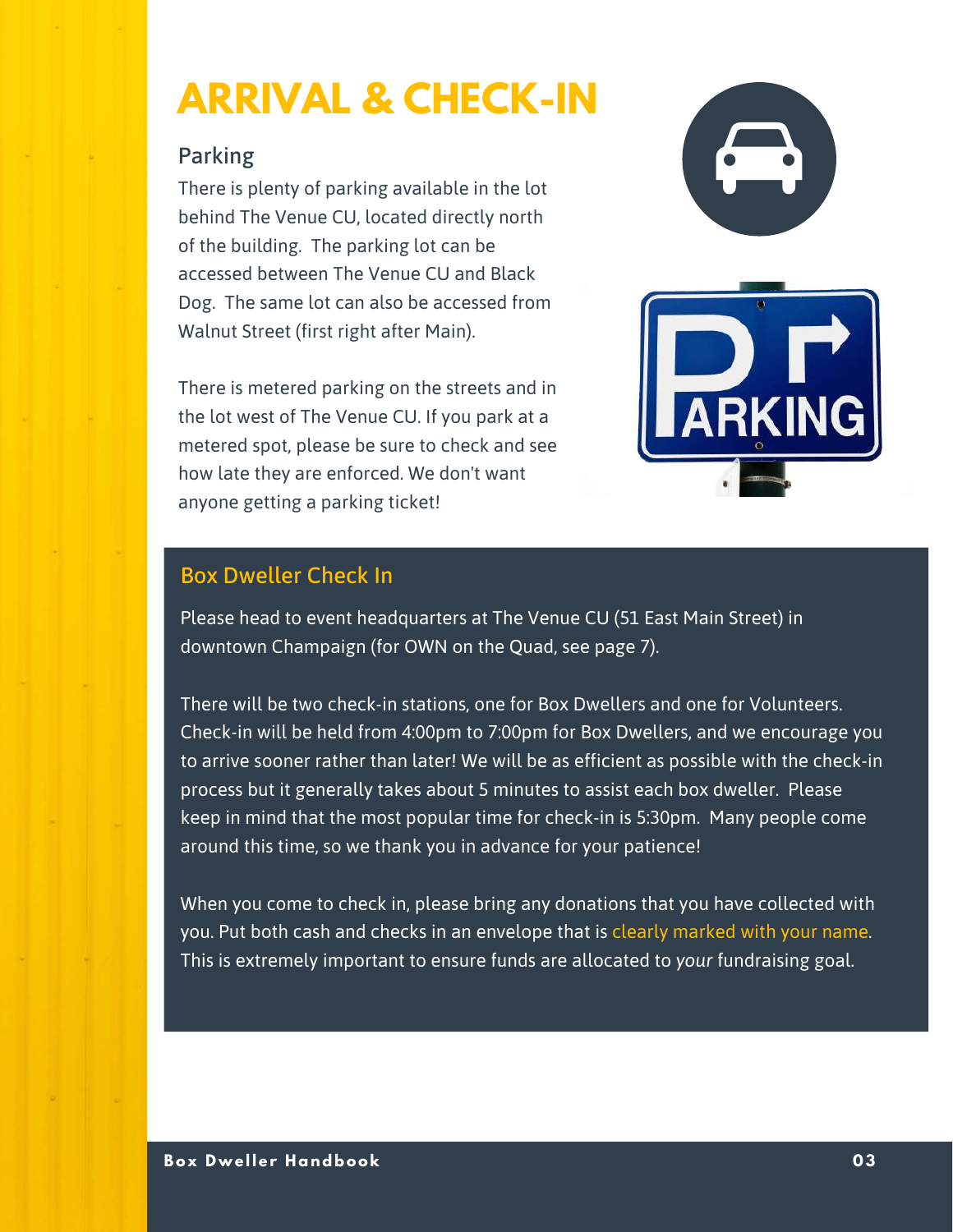# ARRIVAL & CHECK-IN

## Parking

There is plenty of parking available in the lot behind The Venue CU, located directly north of the building. The parking lot can be accessed between The Venue CU and Black Dog. The same lot can also be accessed from Walnut Street (first right after Main).

There is metered parking on the streets and in the lot west of The Venue CU. If you park at a metered spot, please be sure to check and see how late they are enforced. We don't want anyone getting a parking ticket!

## Box Dweller Check In

Please head to event headquarters at The Venue CU (51 East Main Street) in downtown Champaign (for OWN on the Quad, see page 7).

There will be two check-in stations, one for Box Dwellers and one for Volunteers. Check-in will be held from 4:00pm to 7:00pm for Box Dwellers, and we encourage you to arrive sooner rather than later! We will be as efficient as possible with the check-in process but it generally takes about 5 minutes to assist each box dweller. Please keep in mind that the most popular time for check-in is 5:30pm. Many people come around this time, so we thank you in advance for your patience!

When you come to check in, please bring any donations that you have collected with you. Put both cash and checks in an envelope that is clearly marked with your name. This is extremely important to ensure funds are allocated to *your* fundraising goal.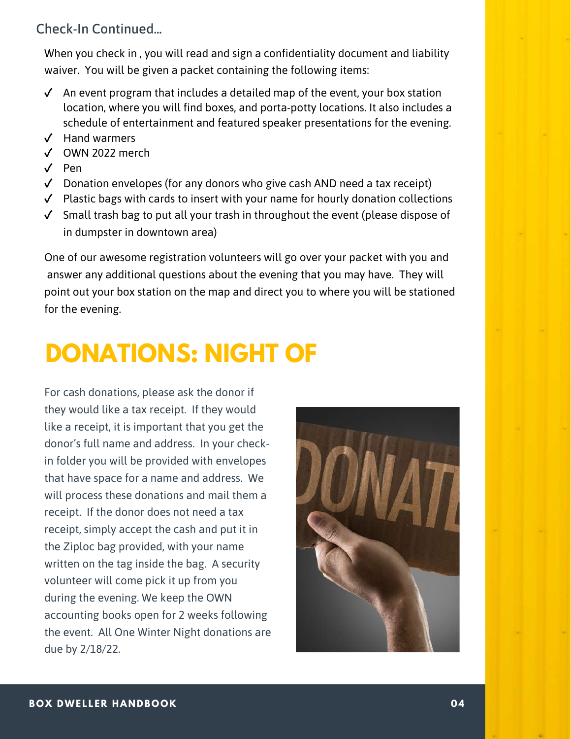### Check-In Continued...

When you check in , you will read and sign a confidentiality document and liability waiver. You will be given a packet containing the following items:

- ✓ An event program that includes a detailed map of the event, your box station location, where you will find boxes, and porta-potty locations. It also includes a schedule of entertainment and featured speaker presentations for the evening.
- ✓ Hand warmers
- ✓ OWN 2022 merch
- ✓ Pen
- ✓ Donation envelopes (for any donors who give cash AND need a tax receipt)
- ✓ Plastic bags with cards to insert with your name for hourly donation collections
- ✓ Small trash bag to put all your trash in throughout the event (please dispose of in dumpster in downtown area)

One of our awesome registration volunteers will go over your packet with you and answer any additional questions about the evening that you may have. They will point out your box station on the map and direct you to where you will be stationed for the evening.

# DONATIONS: NIGHT OF

For cash donations, please ask the donor if they would like a tax receipt. If they would like a receipt, it is important that you get the donor's full name and address. In your check-in folder you will be provided with envelopes that have space for a name and address. We will process these donations and mail them a receipt. If the donor does not need a tax receipt, simply accept the cash and put it in the Ziploc bag provided, with your name written on the tag inside the bag. A security volunteer will come pick it up from you during the evening. We keep the OWN accounting books open for 2 weeks following the event. All One Winter Night donations are due by 2/18/22.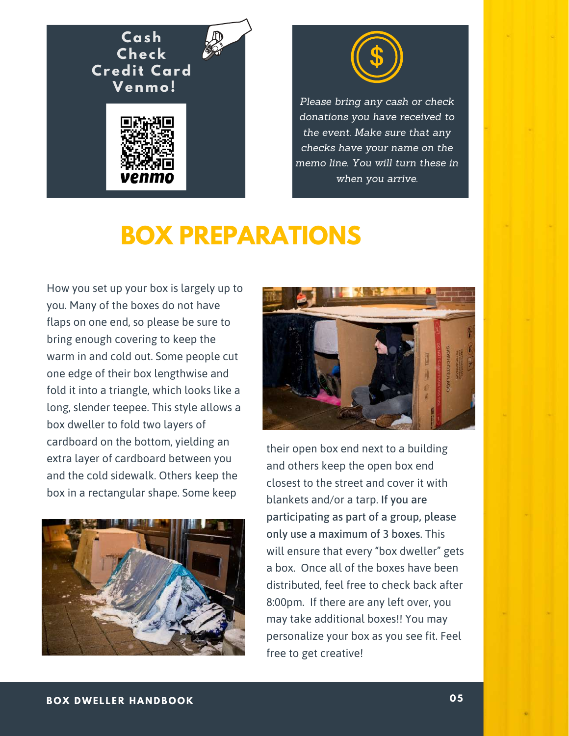Cash
Check
Credit Card
Venmo!

venmo

*Please bring any cash or check donations you have received to the event. Make sure that any checks have your name on the memo line. You will turn these in when you arrive.*

# BOX PREPARATIONS

How you set up your box is largely up to you. Many of the boxes do not have flaps on one end, so please be sure to bring enough covering to keep the warm in and cold out. Some people cut one edge of their box lengthwise and fold it into a triangle, which looks like a long, slender teepee. This style allows a box dweller to fold two layers of cardboard on the bottom, yielding an extra layer of cardboard between you and the cold sidewalk. Others keep the box in a rectangular shape. Some keep their open box end next to a building and others keep the open box end closest to the street and cover it with blankets and/or a tarp. **If you are participating as part of a group, please only use a maximum of 3 boxes**. This will ensure that every "box dweller" gets a box. Once all of the boxes have been distributed, feel free to check back after 8:00pm. If there are any left over, you may take additional boxes!! You may personalize your box as you see fit. Feel free to get creative!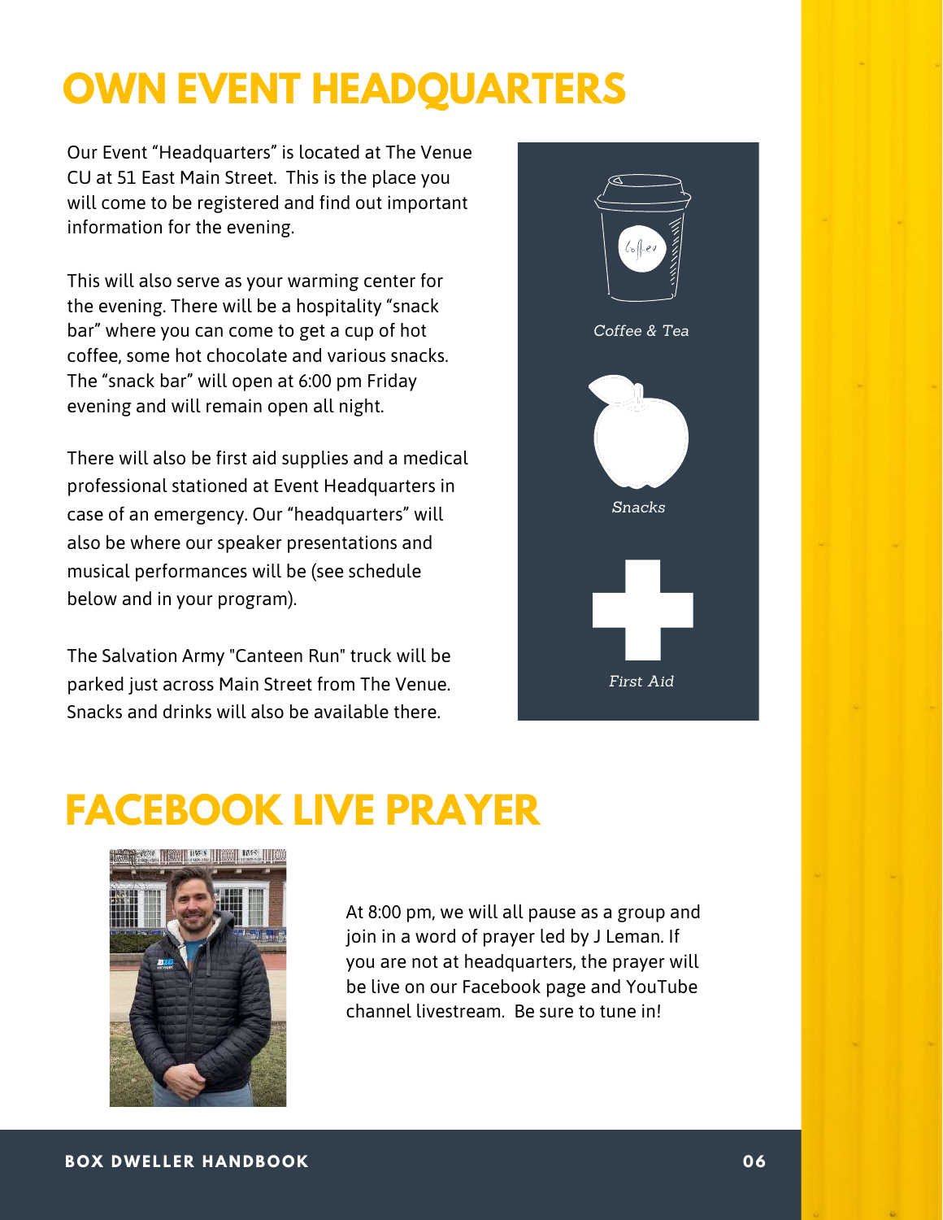# OWN EVENT HEADQUARTERS

Our Event "Headquarters" is located at The Venue CU at 51 East Main Street. This is the place you will come to be registered and find out important information for the evening.

This will also serve as your warming center for the evening. There will be a hospitality "snack bar" where you can come to get a cup of hot coffee, some hot chocolate and various snacks. The "snack bar" will open at 6:00 pm Friday evening and will remain open all night.

There will also be first aid supplies and a medical professional stationed at Event Headquarters in case of an emergency. Our "headquarters" will also be where our speaker presentations and musical performances will be (see schedule below and in your program).

The Salvation Army "Canteen Run" truck will be parked just across Main Street from The Venue. Snacks and drinks will also be available there.

*Coffee & Tea*

*Snacks*

*First Aid*

# FACEBOOK LIVE PRAYER

At 8:00 pm, we will all pause as a group and join in a word of prayer led by J Leman. If you are not at headquarters, the prayer will be live on our Facebook page and YouTube channel livestream. Be sure to tune in!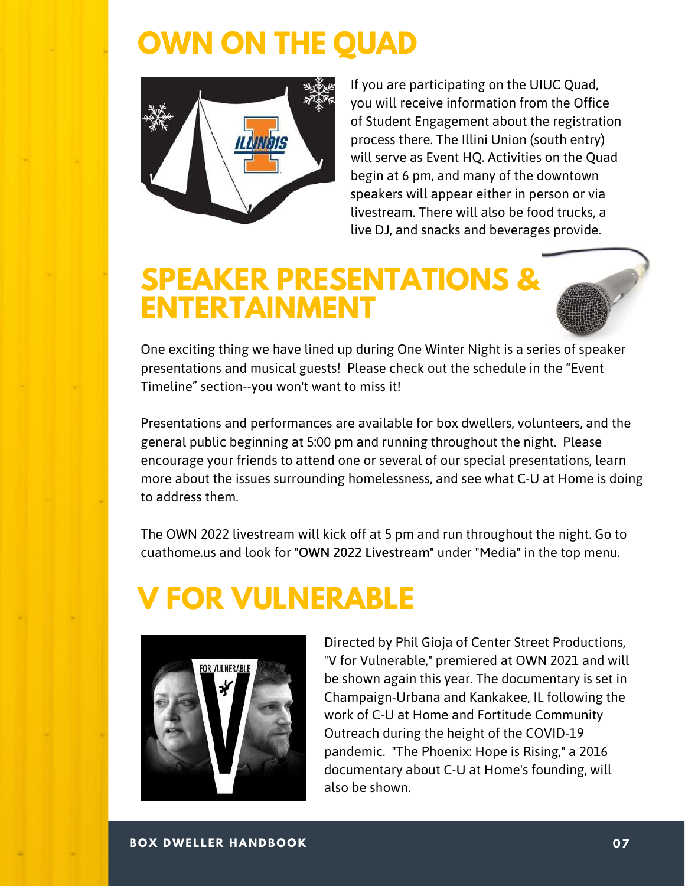# OWN ON THE QUAD

If you are participating on the UIUC Quad, you will receive information from the Office of Student Engagement about the registration process there. The Illini Union (south entry) will serve as Event HQ. Activities on the Quad begin at 6 pm, and many of the downtown speakers will appear either in person or via livestream. There will also be food trucks, a live DJ, and snacks and beverages provide.

# SPEAKER PRESENTATIONS & ENTERTAINMENT

One exciting thing we have lined up during One Winter Night is a series of speaker presentations and musical guests! Please check out the schedule in the "Event Timeline" section--you won't want to miss it!

Presentations and performances are available for box dwellers, volunteers, and the general public beginning at 5:00 pm and running throughout the night. Please encourage your friends to attend one or several of our special presentations, learn more about the issues surrounding homelessness, and see what C-U at Home is doing to address them.

The OWN 2022 livestream will kick off at 5 pm and run throughout the night. Go to cuathome.us and look for "OWN 2022 Livestream" under "Media" in the top menu.

# V FOR VULNERABLE

Directed by Phil Gioja of Center Street Productions, "V for Vulnerable," premiered at OWN 2021 and will be shown again this year. The documentary is set in Champaign-Urbana and Kankakee, IL following the work of C-U at Home and Fortitude Community Outreach during the height of the COVID-19 pandemic. "The Phoenix: Hope is Rising," a 2016 documentary about C-U at Home's founding, will also be shown.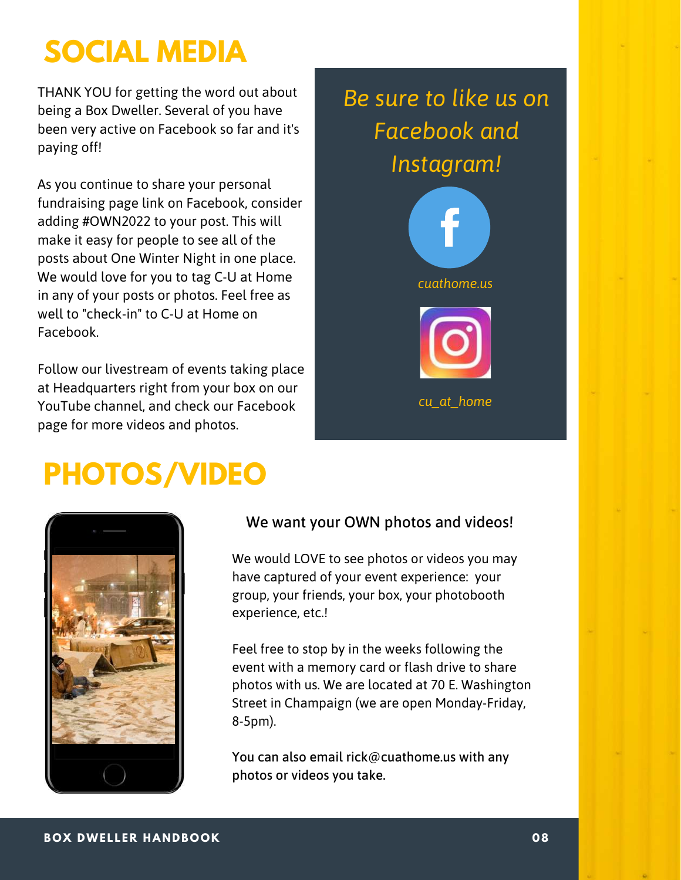# SOCIAL MEDIA

THANK YOU for getting the word out about being a Box Dweller. Several of you have been very active on Facebook so far and it's paying off!

As you continue to share your personal fundraising page link on Facebook, consider adding #OWN2022 to your post. This will make it easy for people to see all of the posts about One Winter Night in one place. We would love for you to tag C-U at Home in any of your posts or photos. Feel free as well to "check-in" to C-U at Home on Facebook.

Follow our livestream of events taking place at Headquarters right from your box on our YouTube channel, and check our Facebook page for more videos and photos.

*Be sure to like us on Facebook and Instagram!*

*cuathome.us*

*cu_at_home*

# PHOTOS/VIDEO

We want your OWN photos and videos!

We would LOVE to see photos or videos you may have captured of your event experience: your group, your friends, your box, your photobooth experience, etc.!

Feel free to stop by in the weeks following the event with a memory card or flash drive to share photos with us. We are located at 70 E. Washington Street in Champaign (we are open Monday-Friday, 8-5pm).

You can also email rick@cuathome.us with any photos or videos you take.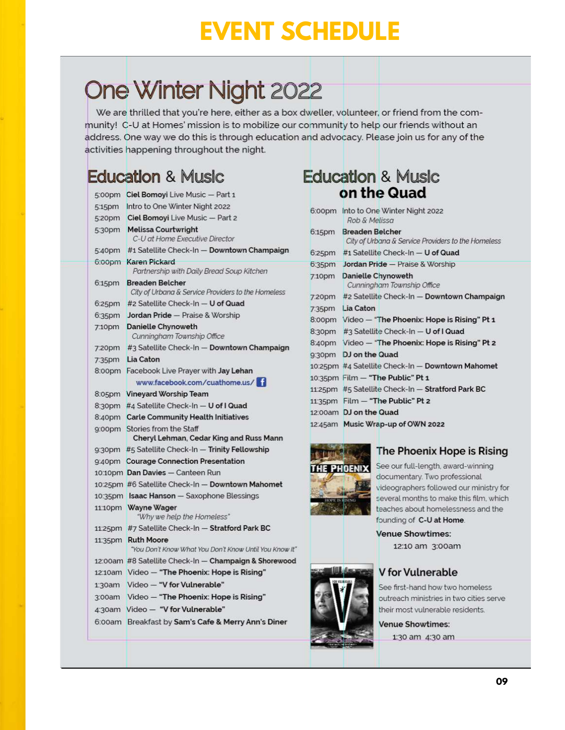# EVENT SCHEDULE

## One Winter Night 2022

We are thrilled that you're here, either as a box dweller, volunteer, or friend from the community! C-U at Homes' mission is to mobilize our community to help our friends without an address. One way we do this is through education and advocacy. Please join us for any of the activities happening throughout the night.

### Education & Music

5:00pm **Ciel Bomoyi** Live Music — Part 1
5:15pm Intro to One Winter Night 2022
5:20pm **Ciel Bomoyi** Live Music — Part 2
5:30pm **Melissa Courtwright**
*C-U at Home Executive Director*
5:40pm #1 Satellite Check-In — **Downtown Champaign**
6:00pm **Karen Pickard**
*Partnership with Daily Bread Soup Kitchen*
6:15pm **Breaden Belcher**
*City of Urbana & Service Providers to the Homeless*
6:25pm #2 Satellite Check-In — **U of Quad**
6:35pm **Jordan Pride** — Praise & Worship
7:10pm **Danielle Chynoweth**
*Cunningham Township Office*
7:20pm #3 Satellite Check-In — **Downtown Champaign**
7:35pm **Lia Caton**
8:00pm Facebook Live Prayer with **Jay Lehan**
www.facebook.com/cuathome.us/
8:05pm **Vineyard Worship Team**
8:30pm #4 Satellite Check-In — **U of I Quad**
8:40pm **Carle Community Health Initiatives**
9:00pm Stories from the Staff
**Cheryl Lehman, Cedar King and Russ Mann**
9:30pm #5 Satellite Check-In — **Trinity Fellowship**
9:40pm **Courage Connection Presentation**
10:10pm **Dan Davies** — Canteen Run
10:25pm #6 Satellite Check-In — **Downtown Mahomet**
10:35pm **Isaac Hanson** — Saxophone Blessings
11:10pm **Wayne Wager**
*"Why we help the Homeless"*
11:25pm #7 Satellite Check-In — **Stratford Park BC**
11:35pm **Ruth Moore**
*"You Don't Know What You Don't Know Until You Know It"*
12:00am #8 Satellite Check-In — **Champaign & Shorewood**
12:10am Video — **"The Phoenix: Hope is Rising"**
1:30am Video — **"V for Vulnerable"**
3:00am Video — **"The Phoenix: Hope is Rising"**
4:30am Video — **"V for Vulnerable"**
6:00am Breakfast by **Sam's Cafe & Merry Ann's Diner**

### Education & Music on the Quad

6:00pm Into to One Winter Night 2022
*Rob & Melissa*
6:15pm **Breaden Belcher**
*City of Urbana & Service Providers to the Homeless*
6:25pm #1 Satellite Check-In — **U of Quad**
6:35pm **Jordan Pride** — Praise & Worship
7:10pm **Danielle Chynoweth**
*Cunningham Township Office*
7:20pm #2 Satellite Check-In — **Downtown Champaign**
7:35pm **Lia Caton**
8:00pm Video — **"The Phoenix: Hope is Rising" Pt 1**
8:30pm #3 Satellite Check-In — **U of I Quad**
8:40pm Video — **"The Phoenix: Hope is Rising" Pt 2**
9:30pm **DJ on the Quad**
10:25pm #4 Satellite Check-In — **Downtown Mahomet**
10:35pm Film — **"The Public" Pt 1**
11:25pm #5 Satellite Check-In — **Stratford Park BC**
11:35pm Film — **"The Public" Pt 2**
12:00am **DJ on the Quad**
12:45am **Music Wrap-up of OWN 2022**

### The Phoenix Hope is Rising

See our full-length, award-winning documentary. Two professional videographers followed our ministry for several months to make this film, which teaches about homelessness and the founding of **C-U at Home**.

**Venue Showtimes:**
12:10 am 3:00am

### V for Vulnerable

See first-hand how two homeless outreach ministries in two cities serve their most vulnerable residents.

**Venue Showtimes:**
1:30 am 4:30 am